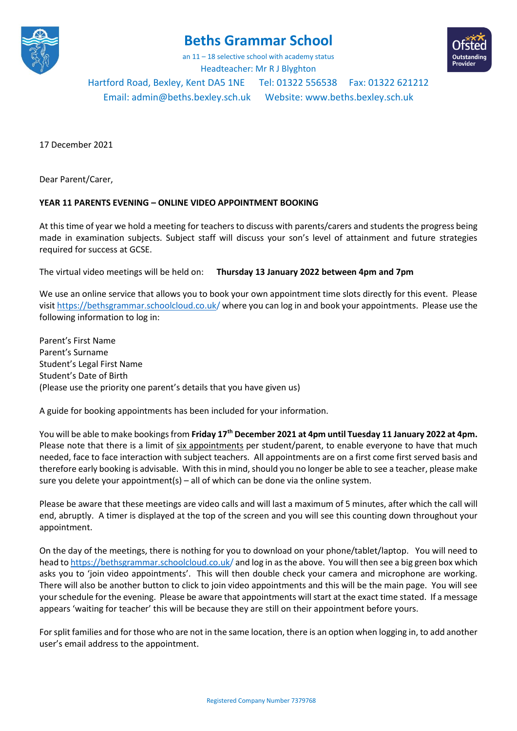# Beths Grammar School

an 11 – 18 selective school with academy status
Headteacher: Mr R J Blyghton
Hartford Road, Bexley, Kent DA5 1NE Tel: 01322 556538 Fax: 01322 621212
Email: admin@beths.bexley.sch.uk Website: www.beths.bexley.sch.uk

17 December 2021

Dear Parent/Carer,

**YEAR 11 PARENTS EVENING – ONLINE VIDEO APPOINTMENT BOOKING**

At this time of year we hold a meeting for teachers to discuss with parents/carers and students the progress being made in examination subjects. Subject staff will discuss your son's level of attainment and future strategies required for success at GCSE.

The virtual video meetings will be held on: **Thursday 13 January 2022 between 4pm and 7pm**

We use an online service that allows you to book your own appointment time slots directly for this event. Please visit https://bethsgrammar.schoolcloud.co.uk/ where you can log in and book your appointments. Please use the following information to log in:

Parent's First Name
Parent's Surname
Student's Legal First Name
Student's Date of Birth
(Please use the priority one parent's details that you have given us)

A guide for booking appointments has been included for your information.

You will be able to make bookings from **Friday 17th December 2021 at 4pm until Tuesday 11 January 2022 at 4pm.** Please note that there is a limit of six appointments per student/parent, to enable everyone to have that much needed, face to face interaction with subject teachers. All appointments are on a first come first served basis and therefore early booking is advisable. With this in mind, should you no longer be able to see a teacher, please make sure you delete your appointment(s) – all of which can be done via the online system.

Please be aware that these meetings are video calls and will last a maximum of 5 minutes, after which the call will end, abruptly. A timer is displayed at the top of the screen and you will see this counting down throughout your appointment.

On the day of the meetings, there is nothing for you to download on your phone/tablet/laptop. You will need to head to https://bethsgrammar.schoolcloud.co.uk/ and log in as the above. You will then see a big green box which asks you to 'join video appointments'. This will then double check your camera and microphone are working. There will also be another button to click to join video appointments and this will be the main page. You will see your schedule for the evening. Please be aware that appointments will start at the exact time stated. If a message appears 'waiting for teacher' this will be because they are still on their appointment before yours.

For split families and for those who are not in the same location, there is an option when logging in, to add another user's email address to the appointment.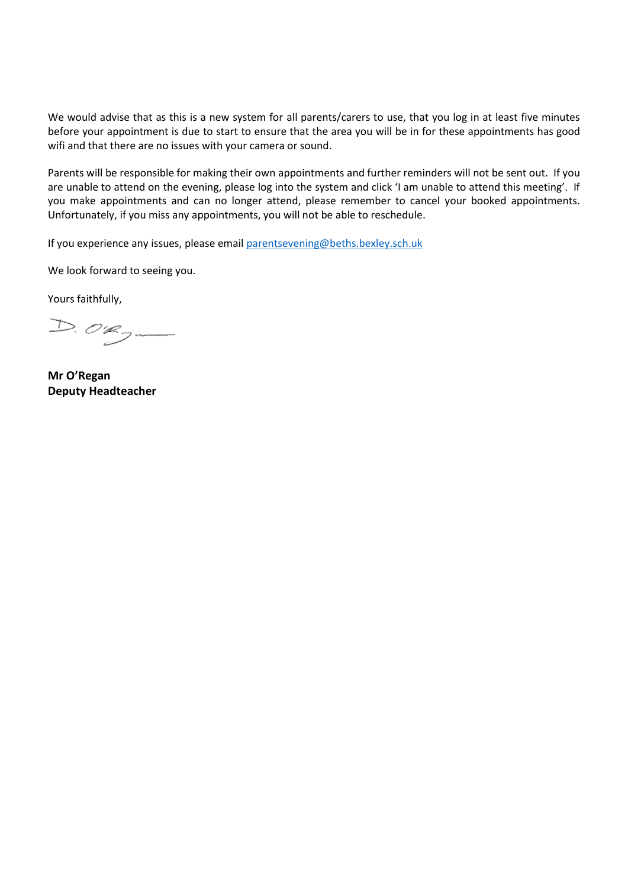We would advise that as this is a new system for all parents/carers to use, that you log in at least five minutes before your appointment is due to start to ensure that the area you will be in for these appointments has good wifi and that there are no issues with your camera or sound.

Parents will be responsible for making their own appointments and further reminders will not be sent out. If you are unable to attend on the evening, please log into the system and click 'I am unable to attend this meeting'. If you make appointments and can no longer attend, please remember to cancel your booked appointments. Unfortunately, if you miss any appointments, you will not be able to reschedule.

If you experience any issues, please email parentsevening@beths.bexley.sch.uk

We look forward to seeing you.

Yours faithfully,

D. O'Regan

**Mr O'Regan**
**Deputy Headteacher**